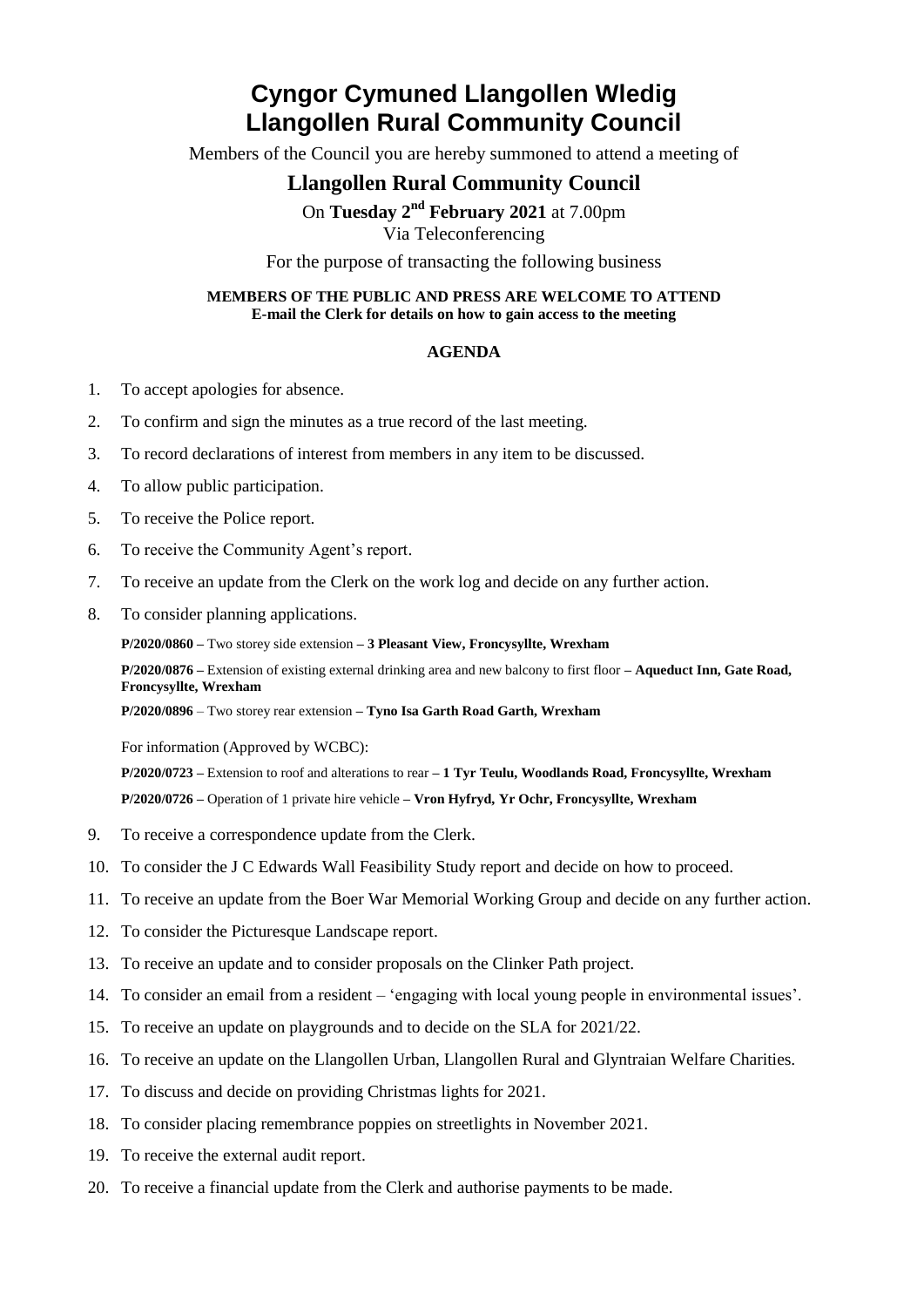# Cyngor Cymuned Llangollen Wledig
# Llangollen Rural Community Council

Members of the Council you are hereby summoned to attend a meeting of

## Llangollen Rural Community Council

On **Tuesday 2nd February 2021** at 7.00pm
Via Teleconferencing

For the purpose of transacting the following business

**MEMBERS OF THE PUBLIC AND PRESS ARE WELCOME TO ATTEND**
**E-mail the Clerk for details on how to gain access to the meeting**

### AGENDA

1. To accept apologies for absence.
2. To confirm and sign the minutes as a true record of the last meeting.
3. To record declarations of interest from members in any item to be discussed.
4. To allow public participation.
5. To receive the Police report.
6. To receive the Community Agent's report.
7. To receive an update from the Clerk on the work log and decide on any further action.
8. To consider planning applications.

   **P/2020/0860 –** Two storey side extension **– 3 Pleasant View, Froncysyllte, Wrexham**

   **P/2020/0876 –** Extension of existing external drinking area and new balcony to first floor **– Aqueduct Inn, Gate Road, Froncysyllte, Wrexham**

   **P/2020/0896** – Two storey rear extension **– Tyno Isa Garth Road Garth, Wrexham**

   For information (Approved by WCBC):

   **P/2020/0723 –** Extension to roof and alterations to rear **– 1 Tyr Teulu, Woodlands Road, Froncysyllte, Wrexham**

   **P/2020/0726 –** Operation of 1 private hire vehicle **– Vron Hyfryd, Yr Ochr, Froncysyllte, Wrexham**

9. To receive a correspondence update from the Clerk.
10. To consider the J C Edwards Wall Feasibility Study report and decide on how to proceed.
11. To receive an update from the Boer War Memorial Working Group and decide on any further action.
12. To consider the Picturesque Landscape report.
13. To receive an update and to consider proposals on the Clinker Path project.
14. To consider an email from a resident – 'engaging with local young people in environmental issues'.
15. To receive an update on playgrounds and to decide on the SLA for 2021/22.
16. To receive an update on the Llangollen Urban, Llangollen Rural and Glyntraian Welfare Charities.
17. To discuss and decide on providing Christmas lights for 2021.
18. To consider placing remembrance poppies on streetlights in November 2021.
19. To receive the external audit report.
20. To receive a financial update from the Clerk and authorise payments to be made.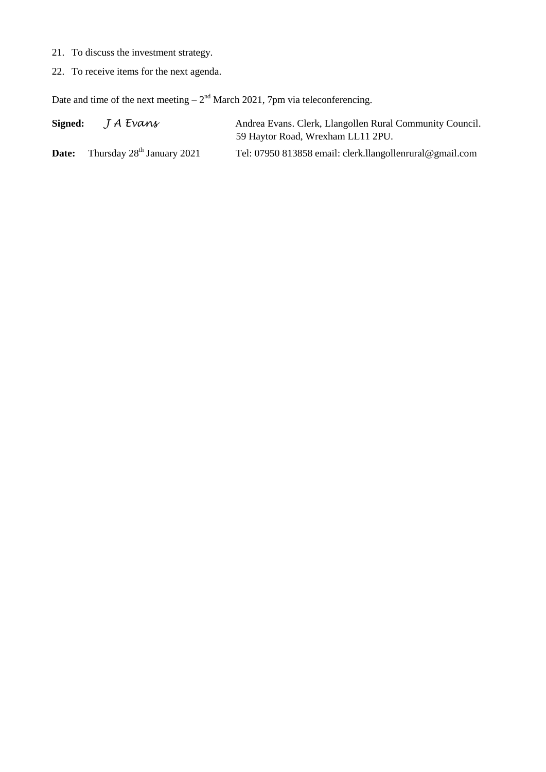21. To discuss the investment strategy.
22. To receive items for the next agenda.

Date and time of the next meeting – 2nd March 2021, 7pm via teleconferencing.

**Signed:** *J A Evans* — Andrea Evans. Clerk, Llangollen Rural Community Council.
59 Haytor Road, Wrexham LL11 2PU.

**Date:** Thursday 28th January 2021 — Tel: 07950 813858 email: clerk.llangollenrural@gmail.com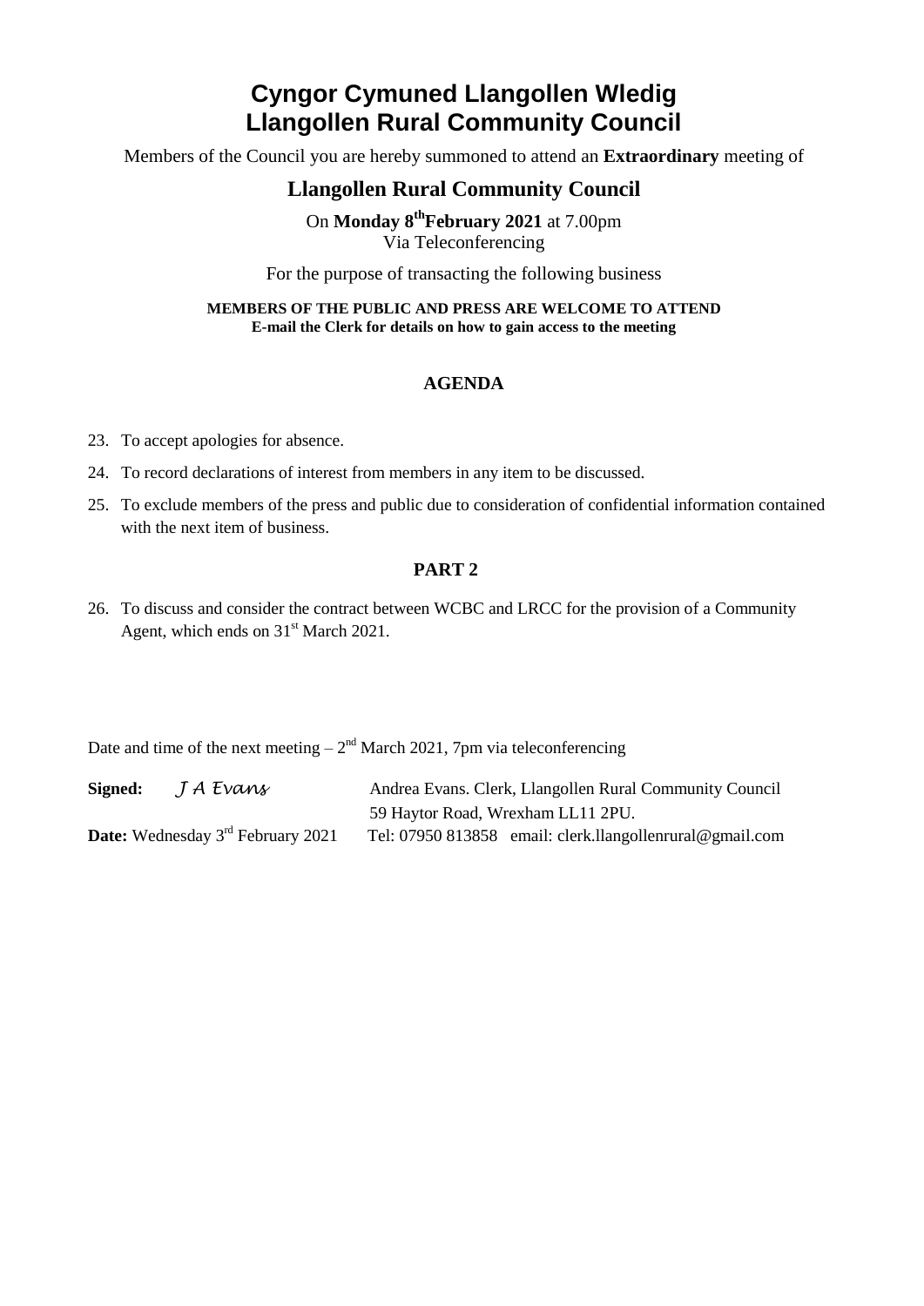# Cyngor Cymuned Llangollen Wledig
# Llangollen Rural Community Council

Members of the Council you are hereby summoned to attend an **Extraordinary** meeting of

## Llangollen Rural Community Council

On **Monday 8th February 2021** at 7.00pm
Via Teleconferencing

For the purpose of transacting the following business

**MEMBERS OF THE PUBLIC AND PRESS ARE WELCOME TO ATTEND**
**E-mail the Clerk for details on how to gain access to the meeting**

### AGENDA

23. To accept apologies for absence.
24. To record declarations of interest from members in any item to be discussed.
25. To exclude members of the press and public due to consideration of confidential information contained with the next item of business.

### PART 2

26. To discuss and consider the contract between WCBC and LRCC for the provision of a Community Agent, which ends on 31st March 2021.

Date and time of the next meeting – 2nd March 2021, 7pm via teleconferencing

**Signed:** *J A Evans* Andrea Evans. Clerk, Llangollen Rural Community Council
59 Haytor Road, Wrexham LL11 2PU.

**Date:** Wednesday 3rd February 2021 Tel: 07950 813858 email: clerk.llangollenrural@gmail.com